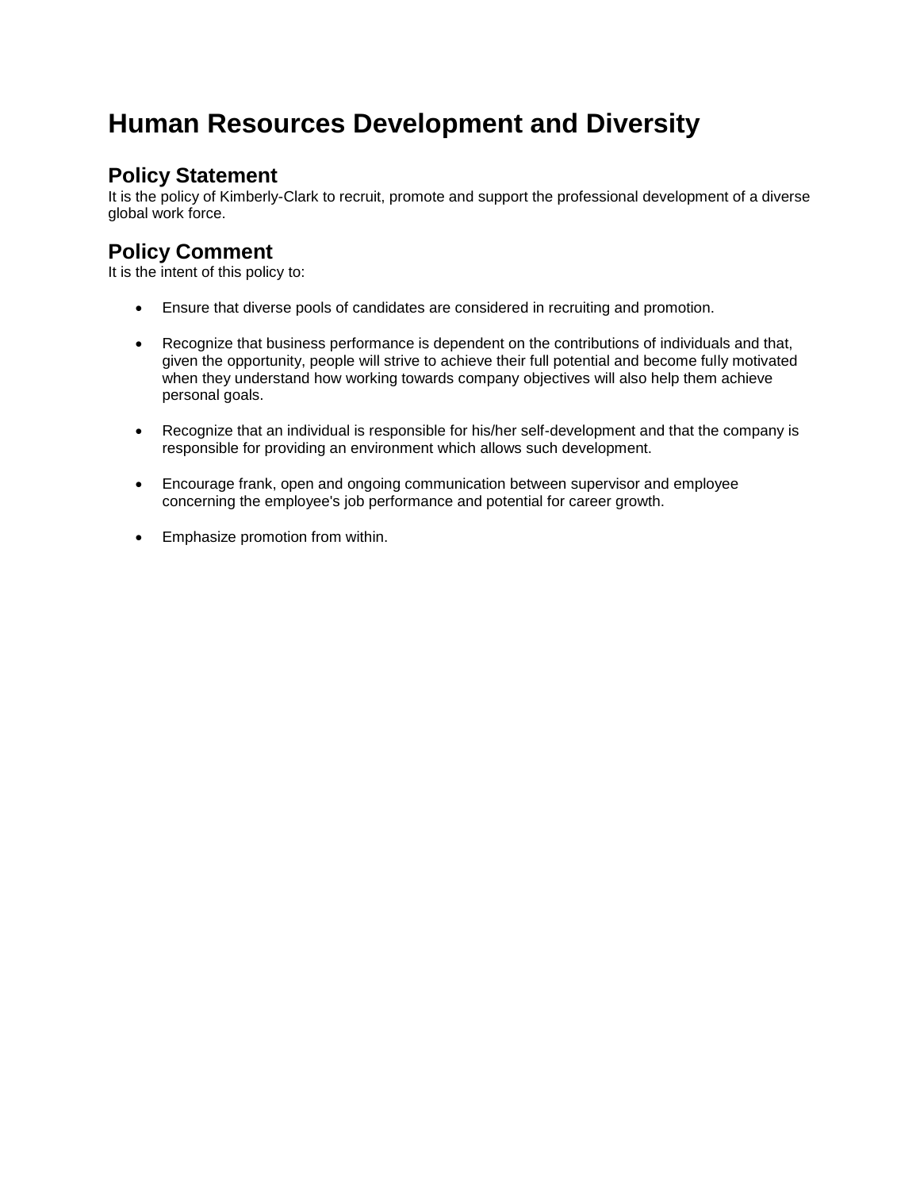# Human Resources Development and Diversity

## Policy Statement

It is the policy of Kimberly-Clark to recruit, promote and support the professional development of a diverse global work force.

## Policy Comment

It is the intent of this policy to:

- Ensure that diverse pools of candidates are considered in recruiting and promotion.
- Recognize that business performance is dependent on the contributions of individuals and that, given the opportunity, people will strive to achieve their full potential and become fully motivated when they understand how working towards company objectives will also help them achieve personal goals.
- Recognize that an individual is responsible for his/her self-development and that the company is responsible for providing an environment which allows such development.
- Encourage frank, open and ongoing communication between supervisor and employee concerning the employee's job performance and potential for career growth.
- Emphasize promotion from within.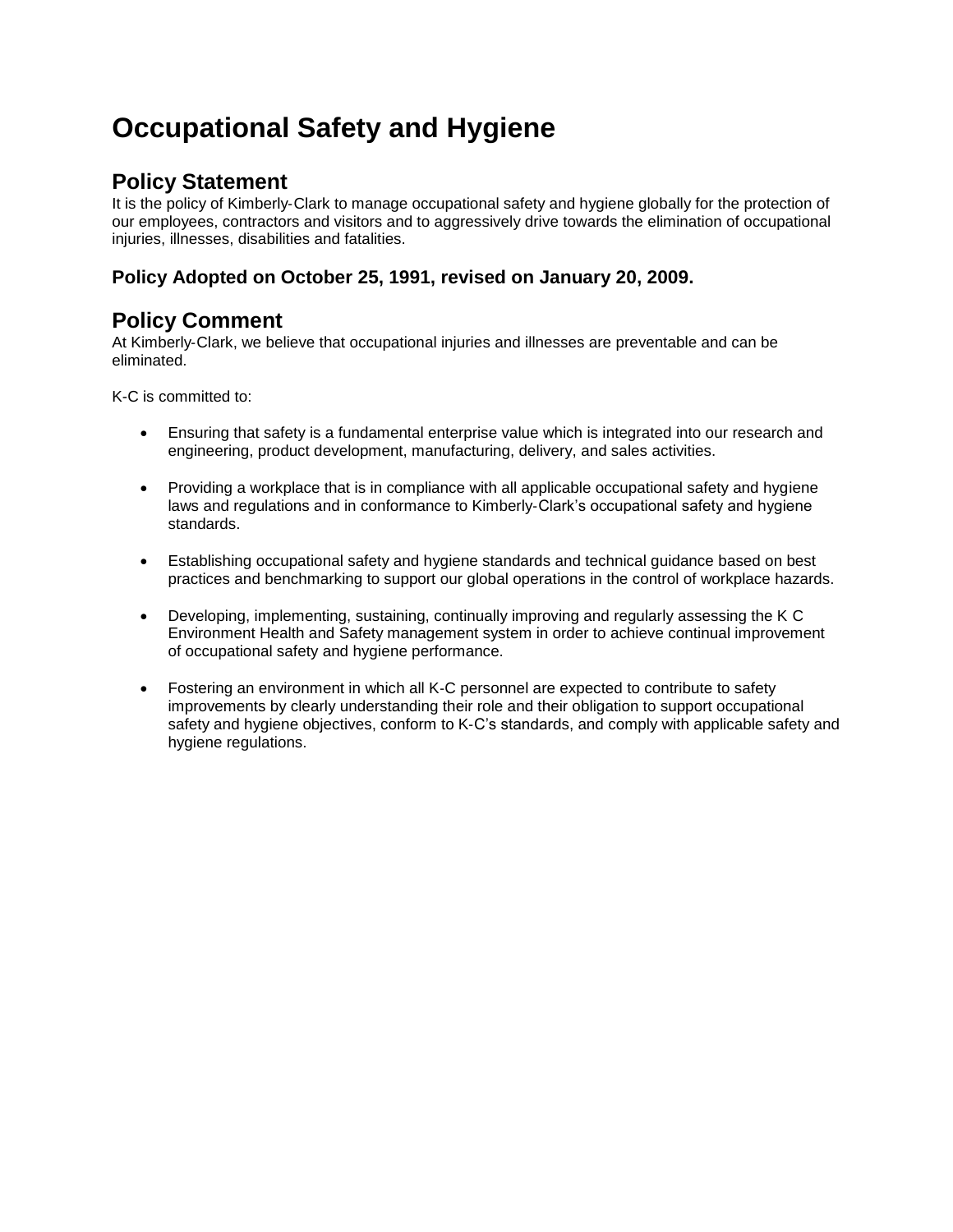# Occupational Safety and Hygiene

## Policy Statement

It is the policy of Kimberly-Clark to manage occupational safety and hygiene globally for the protection of our employees, contractors and visitors and to aggressively drive towards the elimination of occupational injuries, illnesses, disabilities and fatalities.

### Policy Adopted on October 25, 1991, revised on January 20, 2009.

## Policy Comment

At Kimberly-Clark, we believe that occupational injuries and illnesses are preventable and can be eliminated.

K-C is committed to:

- Ensuring that safety is a fundamental enterprise value which is integrated into our research and engineering, product development, manufacturing, delivery, and sales activities.
- Providing a workplace that is in compliance with all applicable occupational safety and hygiene laws and regulations and in conformance to Kimberly-Clark's occupational safety and hygiene standards.
- Establishing occupational safety and hygiene standards and technical guidance based on best practices and benchmarking to support our global operations in the control of workplace hazards.
- Developing, implementing, sustaining, continually improving and regularly assessing the K C Environment Health and Safety management system in order to achieve continual improvement of occupational safety and hygiene performance.
- Fostering an environment in which all K-C personnel are expected to contribute to safety improvements by clearly understanding their role and their obligation to support occupational safety and hygiene objectives, conform to K-C's standards, and comply with applicable safety and hygiene regulations.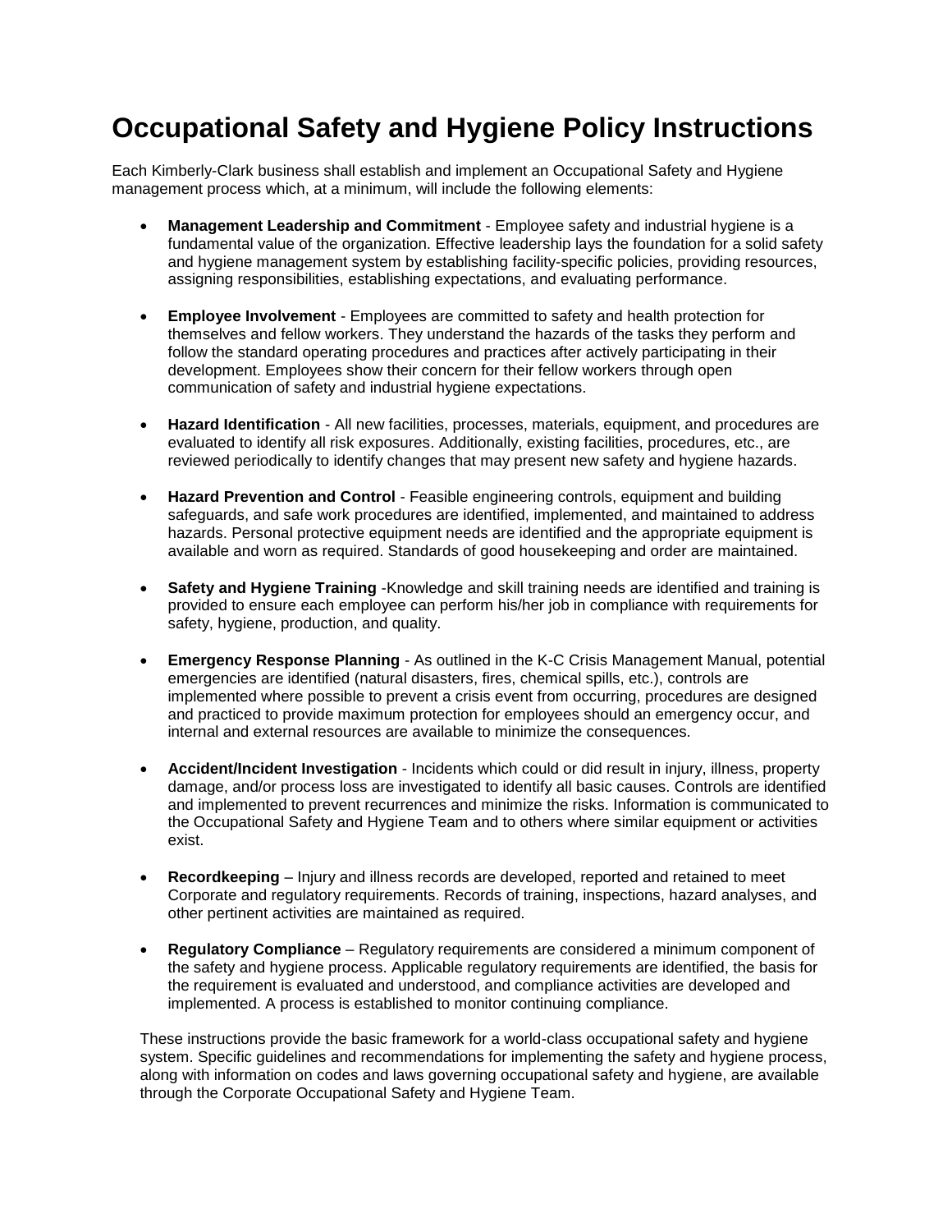# Occupational Safety and Hygiene Policy Instructions

Each Kimberly-Clark business shall establish and implement an Occupational Safety and Hygiene management process which, at a minimum, will include the following elements:

- **Management Leadership and Commitment** - Employee safety and industrial hygiene is a fundamental value of the organization. Effective leadership lays the foundation for a solid safety and hygiene management system by establishing facility-specific policies, providing resources, assigning responsibilities, establishing expectations, and evaluating performance.

- **Employee Involvement** - Employees are committed to safety and health protection for themselves and fellow workers. They understand the hazards of the tasks they perform and follow the standard operating procedures and practices after actively participating in their development. Employees show their concern for their fellow workers through open communication of safety and industrial hygiene expectations.

- **Hazard Identification** - All new facilities, processes, materials, equipment, and procedures are evaluated to identify all risk exposures. Additionally, existing facilities, procedures, etc., are reviewed periodically to identify changes that may present new safety and hygiene hazards.

- **Hazard Prevention and Control** - Feasible engineering controls, equipment and building safeguards, and safe work procedures are identified, implemented, and maintained to address hazards. Personal protective equipment needs are identified and the appropriate equipment is available and worn as required. Standards of good housekeeping and order are maintained.

- **Safety and Hygiene Training** -Knowledge and skill training needs are identified and training is provided to ensure each employee can perform his/her job in compliance with requirements for safety, hygiene, production, and quality.

- **Emergency Response Planning** - As outlined in the K-C Crisis Management Manual, potential emergencies are identified (natural disasters, fires, chemical spills, etc.), controls are implemented where possible to prevent a crisis event from occurring, procedures are designed and practiced to provide maximum protection for employees should an emergency occur, and internal and external resources are available to minimize the consequences.

- **Accident/Incident Investigation** - Incidents which could or did result in injury, illness, property damage, and/or process loss are investigated to identify all basic causes. Controls are identified and implemented to prevent recurrences and minimize the risks. Information is communicated to the Occupational Safety and Hygiene Team and to others where similar equipment or activities exist.

- **Recordkeeping** – Injury and illness records are developed, reported and retained to meet Corporate and regulatory requirements. Records of training, inspections, hazard analyses, and other pertinent activities are maintained as required.

- **Regulatory Compliance** – Regulatory requirements are considered a minimum component of the safety and hygiene process. Applicable regulatory requirements are identified, the basis for the requirement is evaluated and understood, and compliance activities are developed and implemented. A process is established to monitor continuing compliance.

These instructions provide the basic framework for a world-class occupational safety and hygiene system. Specific guidelines and recommendations for implementing the safety and hygiene process, along with information on codes and laws governing occupational safety and hygiene, are available through the Corporate Occupational Safety and Hygiene Team.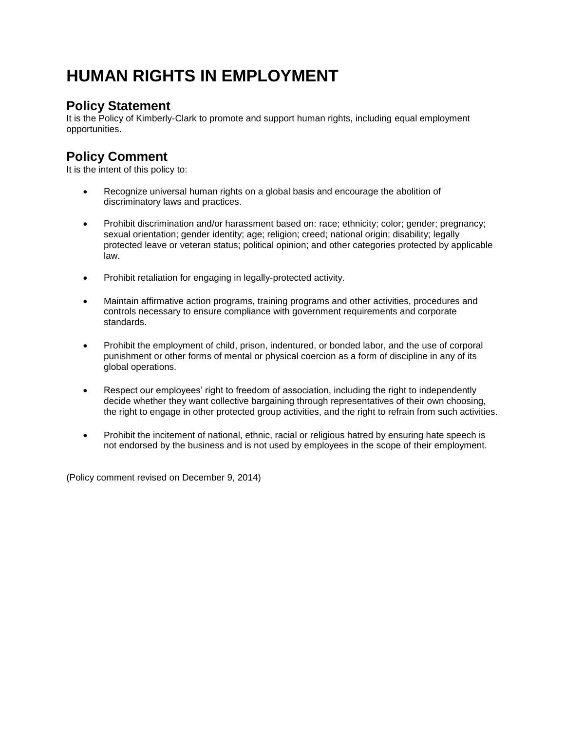# HUMAN RIGHTS IN EMPLOYMENT

## Policy Statement

It is the Policy of Kimberly-Clark to promote and support human rights, including equal employment opportunities.

## Policy Comment

It is the intent of this policy to:

- Recognize universal human rights on a global basis and encourage the abolition of discriminatory laws and practices.
- Prohibit discrimination and/or harassment based on: race; ethnicity; color; gender; pregnancy; sexual orientation; gender identity; age; religion; creed; national origin; disability; legally protected leave or veteran status; political opinion; and other categories protected by applicable law.
- Prohibit retaliation for engaging in legally-protected activity.
- Maintain affirmative action programs, training programs and other activities, procedures and controls necessary to ensure compliance with government requirements and corporate standards.
- Prohibit the employment of child, prison, indentured, or bonded labor, and the use of corporal punishment or other forms of mental or physical coercion as a form of discipline in any of its global operations.
- Respect our employees' right to freedom of association, including the right to independently decide whether they want collective bargaining through representatives of their own choosing, the right to engage in other protected group activities, and the right to refrain from such activities.
- Prohibit the incitement of national, ethnic, racial or religious hatred by ensuring hate speech is not endorsed by the business and is not used by employees in the scope of their employment.

(Policy comment revised on December 9, 2014)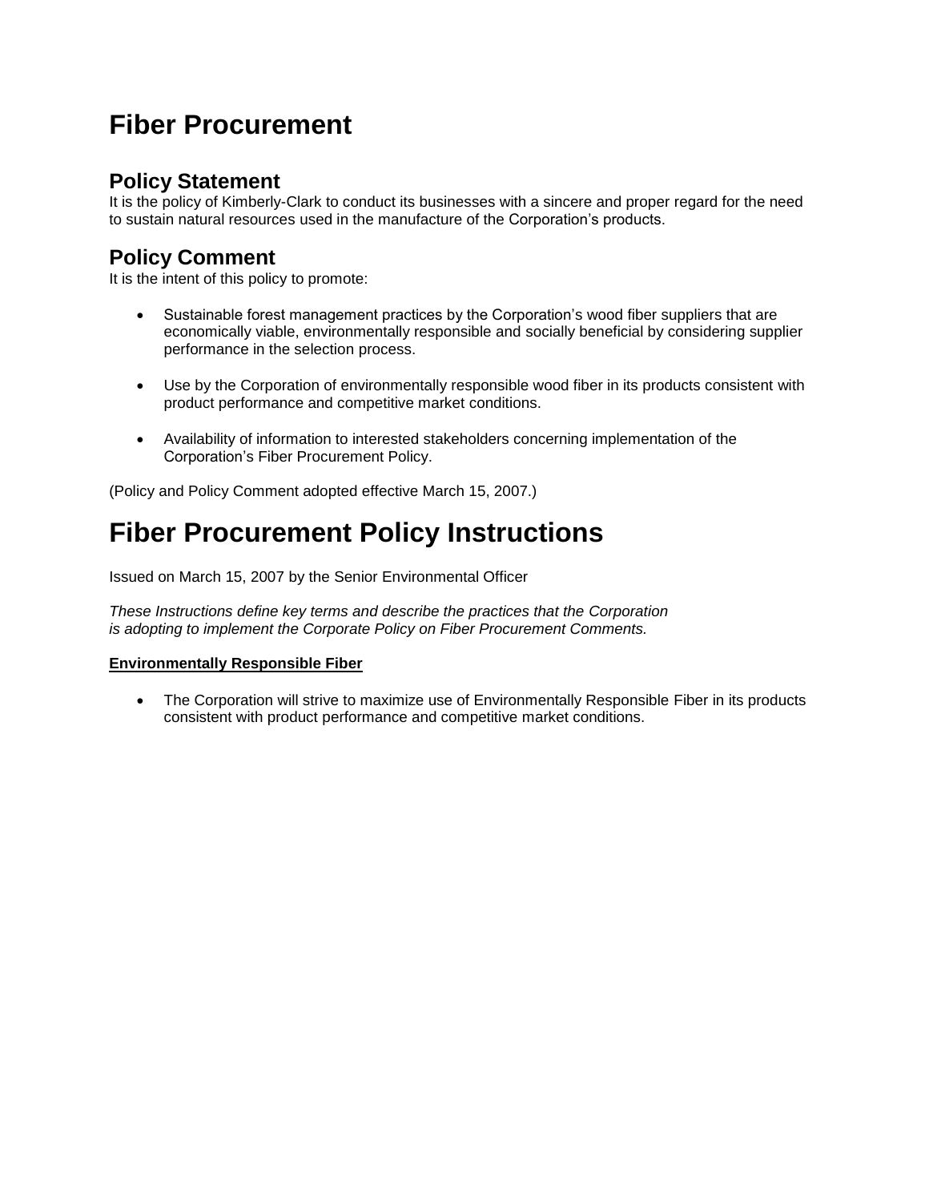# Fiber Procurement

## Policy Statement

It is the policy of Kimberly-Clark to conduct its businesses with a sincere and proper regard for the need to sustain natural resources used in the manufacture of the Corporation's products.

## Policy Comment

It is the intent of this policy to promote:

- Sustainable forest management practices by the Corporation's wood fiber suppliers that are economically viable, environmentally responsible and socially beneficial by considering supplier performance in the selection process.

- Use by the Corporation of environmentally responsible wood fiber in its products consistent with product performance and competitive market conditions.

- Availability of information to interested stakeholders concerning implementation of the Corporation's Fiber Procurement Policy.

(Policy and Policy Comment adopted effective March 15, 2007.)

# Fiber Procurement Policy Instructions

Issued on March 15, 2007 by the Senior Environmental Officer

*These Instructions define key terms and describe the practices that the Corporation is adopting to implement the Corporate Policy on Fiber Procurement Comments.*

**Environmentally Responsible Fiber**

- The Corporation will strive to maximize use of Environmentally Responsible Fiber in its products consistent with product performance and competitive market conditions.